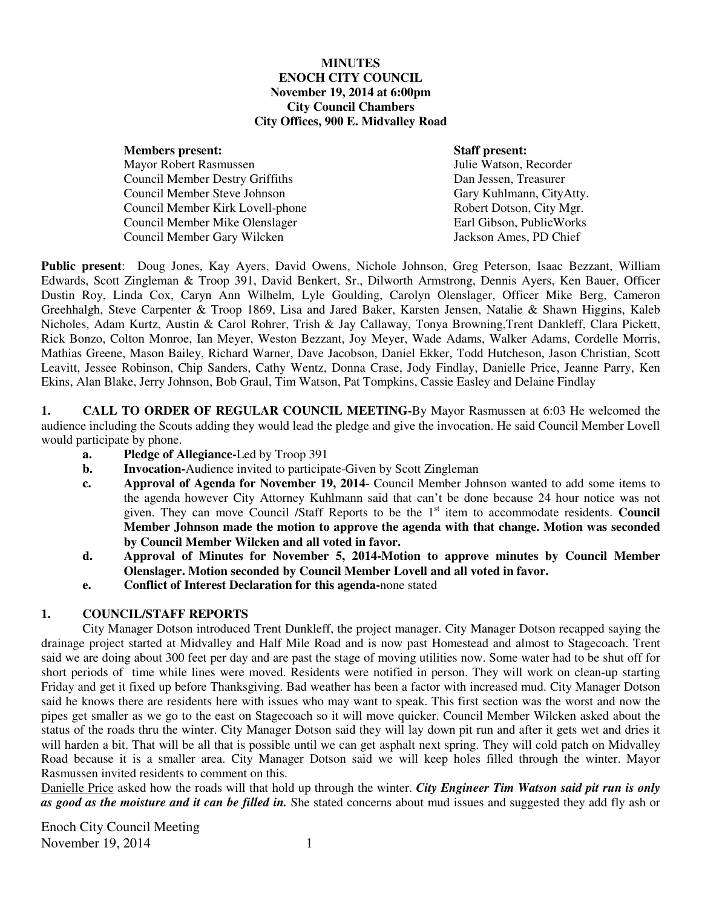# MINUTES
## ENOCH CITY COUNCIL
**November 19, 2014 at 6:00pm**
**City Council Chambers**
**City Offices, 900 E. Midvalley Road**

| **Members present:** | **Staff present:** |
|---|---|
| Mayor Robert Rasmussen | Julie Watson, Recorder |
| Council Member Destry Griffiths | Dan Jessen, Treasurer |
| Council Member Steve Johnson | Gary Kuhlmann, CityAtty. |
| Council Member Kirk Lovell-phone | Robert Dotson, City Mgr. |
| Council Member Mike Olenslager | Earl Gibson, PublicWorks |
| Council Member Gary Wilcken | Jackson Ames, PD Chief |

**Public present**: Doug Jones, Kay Ayers, David Owens, Nichole Johnson, Greg Peterson, Isaac Bezzant, William Edwards, Scott Zingleman & Troop 391, David Benkert, Sr., Dilworth Armstrong, Dennis Ayers, Ken Bauer, Officer Dustin Roy, Linda Cox, Caryn Ann Wilhelm, Lyle Goulding, Carolyn Olenslager, Officer Mike Berg, Cameron Greehhalgh, Steve Carpenter & Troop 1869, Lisa and Jared Baker, Karsten Jensen, Natalie & Shawn Higgins, Kaleb Nicholes, Adam Kurtz, Austin & Carol Rohrer, Trish & Jay Callaway, Tonya Browning,Trent Dankleff, Clara Pickett, Rick Bonzo, Colton Monroe, Ian Meyer, Weston Bezzant, Joy Meyer, Wade Adams, Walker Adams, Cordelle Morris, Mathias Greene, Mason Bailey, Richard Warner, Dave Jacobson, Daniel Ekker, Todd Hutcheson, Jason Christian, Scott Leavitt, Jessee Robinson, Chip Sanders, Cathy Wentz, Donna Crase, Jody Findlay, Danielle Price, Jeanne Parry, Ken Ekins, Alan Blake, Jerry Johnson, Bob Graul, Tim Watson, Pat Tompkins, Cassie Easley and Delaine Findlay

**1. CALL TO ORDER OF REGULAR COUNCIL MEETING-**By Mayor Rasmussen at 6:03 He welcomed the audience including the Scouts adding they would lead the pledge and give the invocation. He said Council Member Lovell would participate by phone.

- **a. Pledge of Allegiance-**Led by Troop 391
- **b. Invocation-**Audience invited to participate-Given by Scott Zingleman
- **c. Approval of Agenda for November 19, 2014**- Council Member Johnson wanted to add some items to the agenda however City Attorney Kuhlmann said that can't be done because 24 hour notice was not given. They can move Council /Staff Reports to be the 1st item to accommodate residents. **Council Member Johnson made the motion to approve the agenda with that change. Motion was seconded by Council Member Wilcken and all voted in favor.**
- **d. Approval of Minutes for November 5, 2014-Motion to approve minutes by Council Member Olenslager. Motion seconded by Council Member Lovell and all voted in favor.**
- **e. Conflict of Interest Declaration for this agenda-**none stated

**1. COUNCIL/STAFF REPORTS**

City Manager Dotson introduced Trent Dunkleff, the project manager. City Manager Dotson recapped saying the drainage project started at Midvalley and Half Mile Road and is now past Homestead and almost to Stagecoach. Trent said we are doing about 300 feet per day and are past the stage of moving utilities now. Some water had to be shut off for short periods of time while lines were moved. Residents were notified in person. They will work on clean-up starting Friday and get it fixed up before Thanksgiving. Bad weather has been a factor with increased mud. City Manager Dotson said he knows there are residents here with issues who may want to speak. This first section was the worst and now the pipes get smaller as we go to the east on Stagecoach so it will move quicker. Council Member Wilcken asked about the status of the roads thru the winter. City Manager Dotson said they will lay down pit run and after it gets wet and dries it will harden a bit. That will be all that is possible until we can get asphalt next spring. They will cold patch on Midvalley Road because it is a smaller area. City Manager Dotson said we will keep holes filled through the winter. Mayor Rasmussen invited residents to comment on this.

<u>Danielle Price</u> asked how the roads will that hold up through the winter. ***City Engineer Tim Watson said pit run is only as good as the moisture and it can be filled in.*** She stated concerns about mud issues and suggested they add fly ash or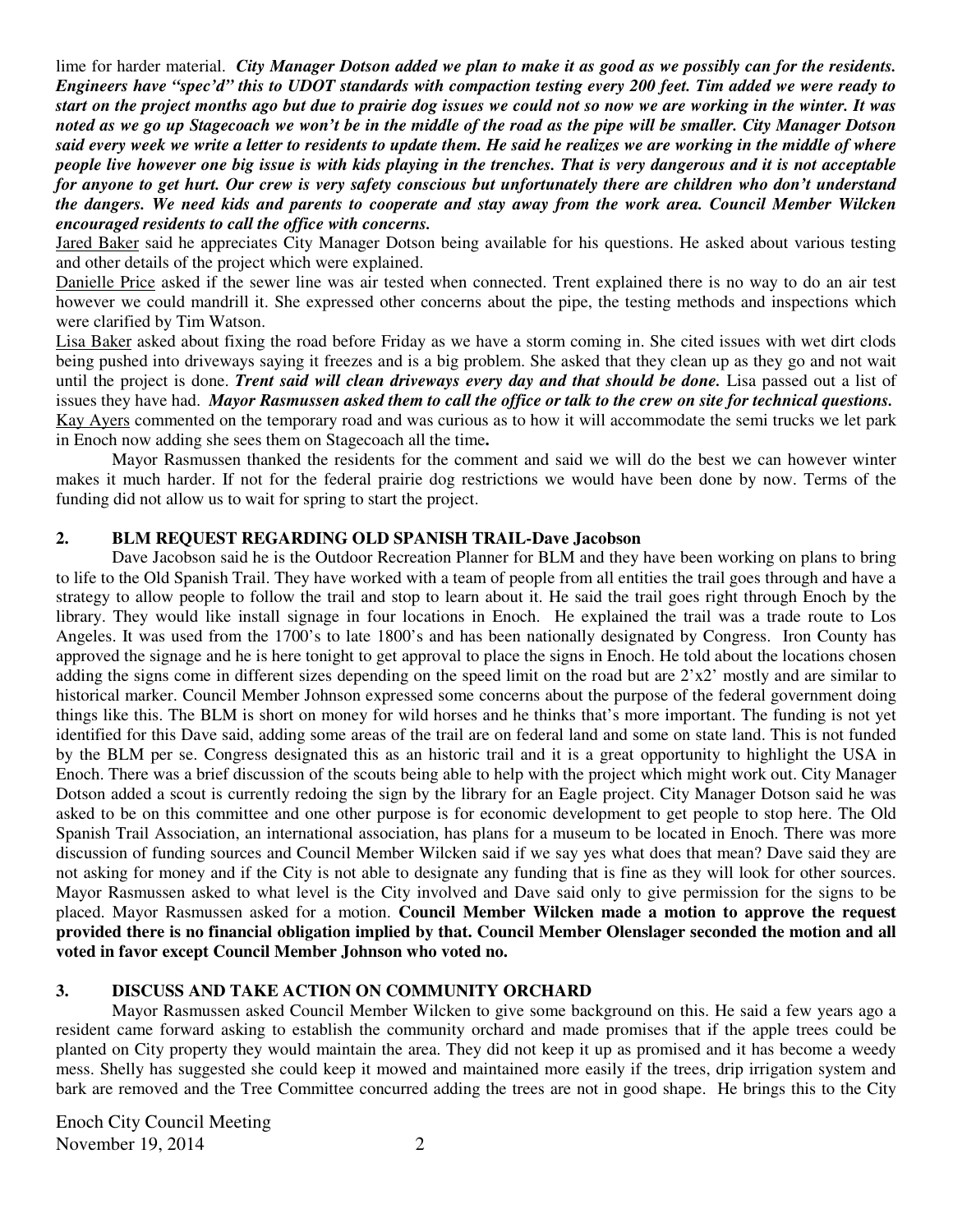lime for harder material. ***City Manager Dotson added we plan to make it as good as we possibly can for the residents. Engineers have "spec'd" this to UDOT standards with compaction testing every 200 feet. Tim added we were ready to start on the project months ago but due to prairie dog issues we could not so now we are working in the winter. It was noted as we go up Stagecoach we won't be in the middle of the road as the pipe will be smaller. City Manager Dotson said every week we write a letter to residents to update them. He said he realizes we are working in the middle of where people live however one big issue is with kids playing in the trenches. That is very dangerous and it is not acceptable for anyone to get hurt. Our crew is very safety conscious but unfortunately there are children who don't understand the dangers. We need kids and parents to cooperate and stay away from the work area. Council Member Wilcken encouraged residents to call the office with concerns.***

<u>Jared Baker</u> said he appreciates City Manager Dotson being available for his questions. He asked about various testing and other details of the project which were explained.

<u>Danielle Price</u> asked if the sewer line was air tested when connected. Trent explained there is no way to do an air test however we could mandrill it. She expressed other concerns about the pipe, the testing methods and inspections which were clarified by Tim Watson.

<u>Lisa Baker</u> asked about fixing the road before Friday as we have a storm coming in. She cited issues with wet dirt clods being pushed into driveways saying it freezes and is a big problem. She asked that they clean up as they go and not wait until the project is done. ***Trent said will clean driveways every day and that should be done.*** Lisa passed out a list of issues they have had. ***Mayor Rasmussen asked them to call the office or talk to the crew on site for technical questions.***

<u>Kay Ayers</u> commented on the temporary road and was curious as to how it will accommodate the semi trucks we let park in Enoch now adding she sees them on Stagecoach all the time**.**

Mayor Rasmussen thanked the residents for the comment and said we will do the best we can however winter makes it much harder. If not for the federal prairie dog restrictions we would have been done by now. Terms of the funding did not allow us to wait for spring to start the project.

## 2. BLM REQUEST REGARDING OLD SPANISH TRAIL-Dave Jacobson

Dave Jacobson said he is the Outdoor Recreation Planner for BLM and they have been working on plans to bring to life to the Old Spanish Trail. They have worked with a team of people from all entities the trail goes through and have a strategy to allow people to follow the trail and stop to learn about it. He said the trail goes right through Enoch by the library. They would like install signage in four locations in Enoch. He explained the trail was a trade route to Los Angeles. It was used from the 1700's to late 1800's and has been nationally designated by Congress. Iron County has approved the signage and he is here tonight to get approval to place the signs in Enoch. He told about the locations chosen adding the signs come in different sizes depending on the speed limit on the road but are 2'x2' mostly and are similar to historical marker. Council Member Johnson expressed some concerns about the purpose of the federal government doing things like this. The BLM is short on money for wild horses and he thinks that's more important. The funding is not yet identified for this Dave said, adding some areas of the trail are on federal land and some on state land. This is not funded by the BLM per se. Congress designated this as an historic trail and it is a great opportunity to highlight the USA in Enoch. There was a brief discussion of the scouts being able to help with the project which might work out. City Manager Dotson added a scout is currently redoing the sign by the library for an Eagle project. City Manager Dotson said he was asked to be on this committee and one other purpose is for economic development to get people to stop here. The Old Spanish Trail Association, an international association, has plans for a museum to be located in Enoch. There was more discussion of funding sources and Council Member Wilcken said if we say yes what does that mean? Dave said they are not asking for money and if the City is not able to designate any funding that is fine as they will look for other sources. Mayor Rasmussen asked to what level is the City involved and Dave said only to give permission for the signs to be placed. Mayor Rasmussen asked for a motion. **Council Member Wilcken made a motion to approve the request provided there is no financial obligation implied by that. Council Member Olenslager seconded the motion and all voted in favor except Council Member Johnson who voted no.**

## 3. DISCUSS AND TAKE ACTION ON COMMUNITY ORCHARD

Mayor Rasmussen asked Council Member Wilcken to give some background on this. He said a few years ago a resident came forward asking to establish the community orchard and made promises that if the apple trees could be planted on City property they would maintain the area. They did not keep it up as promised and it has become a weedy mess. Shelly has suggested she could keep it mowed and maintained more easily if the trees, drip irrigation system and bark are removed and the Tree Committee concurred adding the trees are not in good shape. He brings this to the City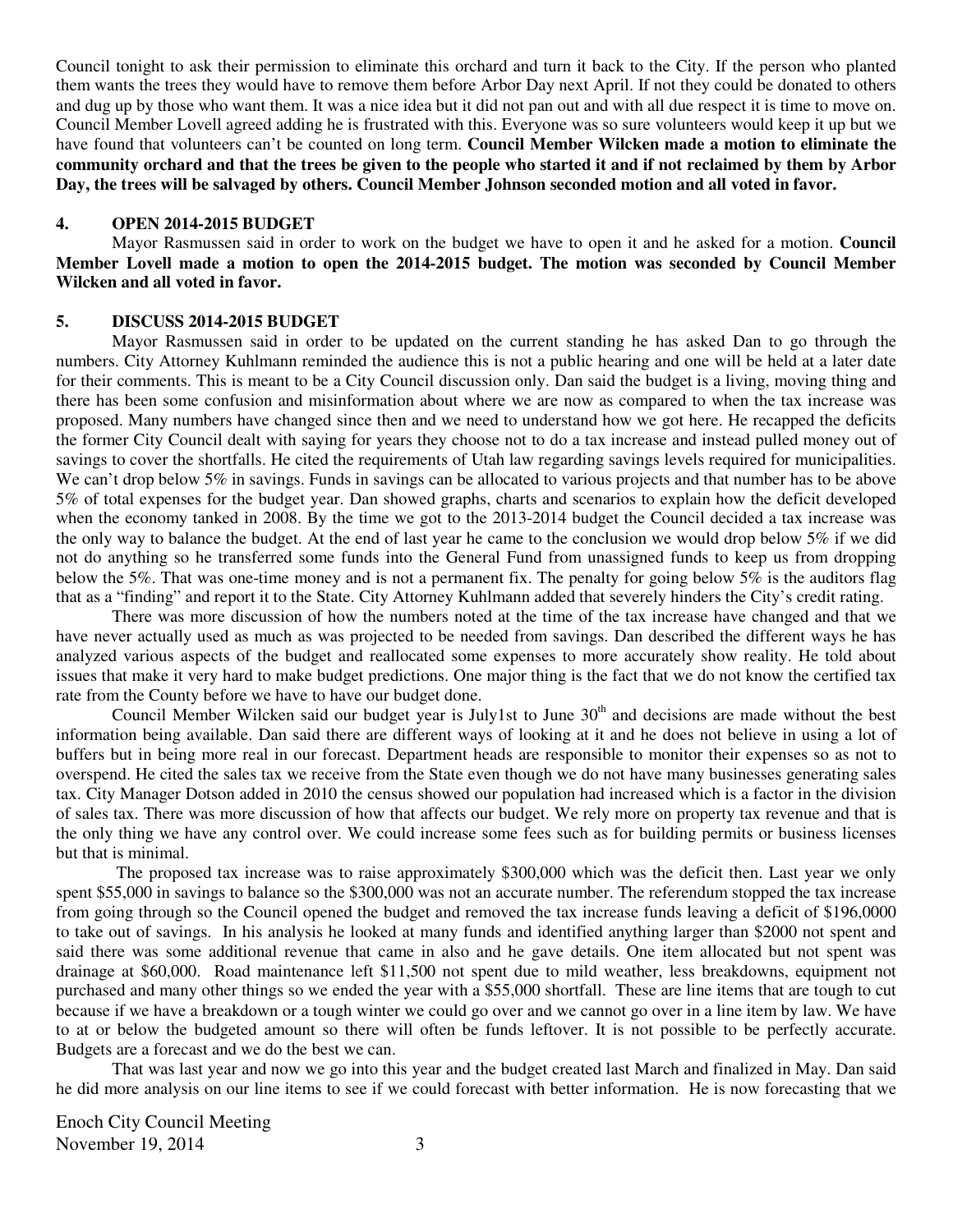Council tonight to ask their permission to eliminate this orchard and turn it back to the City. If the person who planted them wants the trees they would have to remove them before Arbor Day next April. If not they could be donated to others and dug up by those who want them. It was a nice idea but it did not pan out and with all due respect it is time to move on. Council Member Lovell agreed adding he is frustrated with this. Everyone was so sure volunteers would keep it up but we have found that volunteers can't be counted on long term. **Council Member Wilcken made a motion to eliminate the community orchard and that the trees be given to the people who started it and if not reclaimed by them by Arbor Day, the trees will be salvaged by others. Council Member Johnson seconded motion and all voted in favor.**

## 4. OPEN 2014-2015 BUDGET

Mayor Rasmussen said in order to work on the budget we have to open it and he asked for a motion. **Council Member Lovell made a motion to open the 2014-2015 budget. The motion was seconded by Council Member Wilcken and all voted in favor.**

## 5. DISCUSS 2014-2015 BUDGET

Mayor Rasmussen said in order to be updated on the current standing he has asked Dan to go through the numbers. City Attorney Kuhlmann reminded the audience this is not a public hearing and one will be held at a later date for their comments. This is meant to be a City Council discussion only. Dan said the budget is a living, moving thing and there has been some confusion and misinformation about where we are now as compared to when the tax increase was proposed. Many numbers have changed since then and we need to understand how we got here. He recapped the deficits the former City Council dealt with saying for years they choose not to do a tax increase and instead pulled money out of savings to cover the shortfalls. He cited the requirements of Utah law regarding savings levels required for municipalities. We can't drop below 5% in savings. Funds in savings can be allocated to various projects and that number has to be above 5% of total expenses for the budget year. Dan showed graphs, charts and scenarios to explain how the deficit developed when the economy tanked in 2008. By the time we got to the 2013-2014 budget the Council decided a tax increase was the only way to balance the budget. At the end of last year he came to the conclusion we would drop below 5% if we did not do anything so he transferred some funds into the General Fund from unassigned funds to keep us from dropping below the 5%. That was one-time money and is not a permanent fix. The penalty for going below 5% is the auditors flag that as a "finding" and report it to the State. City Attorney Kuhlmann added that severely hinders the City's credit rating.

There was more discussion of how the numbers noted at the time of the tax increase have changed and that we have never actually used as much as was projected to be needed from savings. Dan described the different ways he has analyzed various aspects of the budget and reallocated some expenses to more accurately show reality. He told about issues that make it very hard to make budget predictions. One major thing is the fact that we do not know the certified tax rate from the County before we have to have our budget done.

Council Member Wilcken said our budget year is July1st to June 30th and decisions are made without the best information being available. Dan said there are different ways of looking at it and he does not believe in using a lot of buffers but in being more real in our forecast. Department heads are responsible to monitor their expenses so as not to overspend. He cited the sales tax we receive from the State even though we do not have many businesses generating sales tax. City Manager Dotson added in 2010 the census showed our population had increased which is a factor in the division of sales tax. There was more discussion of how that affects our budget. We rely more on property tax revenue and that is the only thing we have any control over. We could increase some fees such as for building permits or business licenses but that is minimal.

The proposed tax increase was to raise approximately $300,000 which was the deficit then. Last year we only spent $55,000 in savings to balance so the $300,000 was not an accurate number. The referendum stopped the tax increase from going through so the Council opened the budget and removed the tax increase funds leaving a deficit of $196,0000 to take out of savings. In his analysis he looked at many funds and identified anything larger than $2000 not spent and said there was some additional revenue that came in also and he gave details. One item allocated but not spent was drainage at $60,000. Road maintenance left $11,500 not spent due to mild weather, less breakdowns, equipment not purchased and many other things so we ended the year with a $55,000 shortfall. These are line items that are tough to cut because if we have a breakdown or a tough winter we could go over and we cannot go over in a line item by law. We have to at or below the budgeted amount so there will often be funds leftover. It is not possible to be perfectly accurate. Budgets are a forecast and we do the best we can.

That was last year and now we go into this year and the budget created last March and finalized in May. Dan said he did more analysis on our line items to see if we could forecast with better information. He is now forecasting that we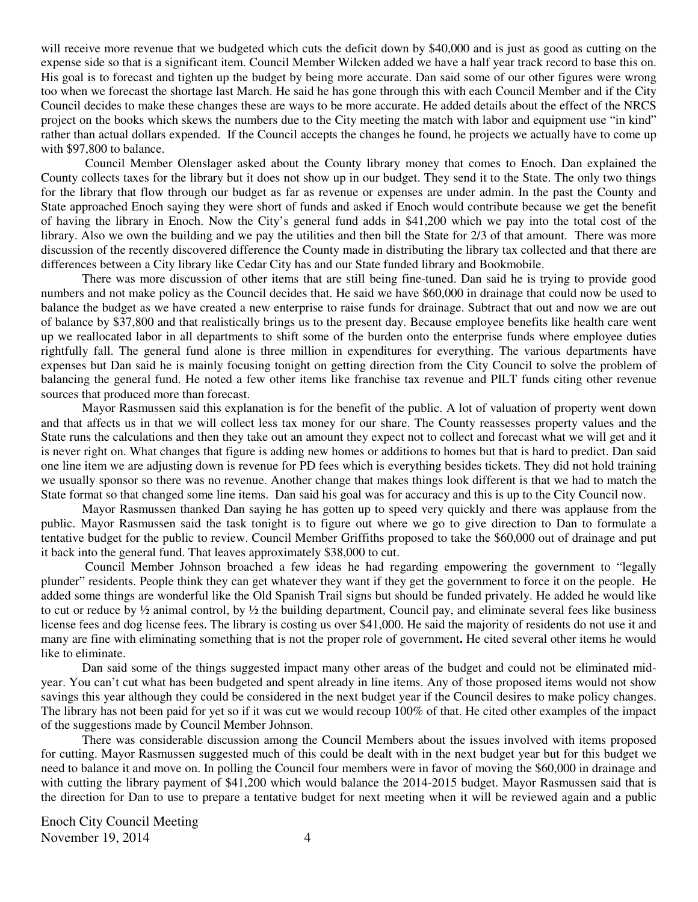will receive more revenue that we budgeted which cuts the deficit down by $40,000 and is just as good as cutting on the expense side so that is a significant item. Council Member Wilcken added we have a half year track record to base this on. His goal is to forecast and tighten up the budget by being more accurate. Dan said some of our other figures were wrong too when we forecast the shortage last March. He said he has gone through this with each Council Member and if the City Council decides to make these changes these are ways to be more accurate. He added details about the effect of the NRCS project on the books which skews the numbers due to the City meeting the match with labor and equipment use "in kind" rather than actual dollars expended. If the Council accepts the changes he found, he projects we actually have to come up with $97,800 to balance.

Council Member Olenslager asked about the County library money that comes to Enoch. Dan explained the County collects taxes for the library but it does not show up in our budget. They send it to the State. The only two things for the library that flow through our budget as far as revenue or expenses are under admin. In the past the County and State approached Enoch saying they were short of funds and asked if Enoch would contribute because we get the benefit of having the library in Enoch. Now the City's general fund adds in $41,200 which we pay into the total cost of the library. Also we own the building and we pay the utilities and then bill the State for 2/3 of that amount. There was more discussion of the recently discovered difference the County made in distributing the library tax collected and that there are differences between a City library like Cedar City has and our State funded library and Bookmobile.

There was more discussion of other items that are still being fine-tuned. Dan said he is trying to provide good numbers and not make policy as the Council decides that. He said we have $60,000 in drainage that could now be used to balance the budget as we have created a new enterprise to raise funds for drainage. Subtract that out and now we are out of balance by $37,800 and that realistically brings us to the present day. Because employee benefits like health care went up we reallocated labor in all departments to shift some of the burden onto the enterprise funds where employee duties rightfully fall. The general fund alone is three million in expenditures for everything. The various departments have expenses but Dan said he is mainly focusing tonight on getting direction from the City Council to solve the problem of balancing the general fund. He noted a few other items like franchise tax revenue and PILT funds citing other revenue sources that produced more than forecast.

Mayor Rasmussen said this explanation is for the benefit of the public. A lot of valuation of property went down and that affects us in that we will collect less tax money for our share. The County reassesses property values and the State runs the calculations and then they take out an amount they expect not to collect and forecast what we will get and it is never right on. What changes that figure is adding new homes or additions to homes but that is hard to predict. Dan said one line item we are adjusting down is revenue for PD fees which is everything besides tickets. They did not hold training we usually sponsor so there was no revenue. Another change that makes things look different is that we had to match the State format so that changed some line items. Dan said his goal was for accuracy and this is up to the City Council now.

Mayor Rasmussen thanked Dan saying he has gotten up to speed very quickly and there was applause from the public. Mayor Rasmussen said the task tonight is to figure out where we go to give direction to Dan to formulate a tentative budget for the public to review. Council Member Griffiths proposed to take the $60,000 out of drainage and put it back into the general fund. That leaves approximately $38,000 to cut.

Council Member Johnson broached a few ideas he had regarding empowering the government to "legally plunder" residents. People think they can get whatever they want if they get the government to force it on the people. He added some things are wonderful like the Old Spanish Trail signs but should be funded privately. He added he would like to cut or reduce by ½ animal control, by ½ the building department, Council pay, and eliminate several fees like business license fees and dog license fees. The library is costing us over $41,000. He said the majority of residents do not use it and many are fine with eliminating something that is not the proper role of government**.** He cited several other items he would like to eliminate.

Dan said some of the things suggested impact many other areas of the budget and could not be eliminated mid-year. You can't cut what has been budgeted and spent already in line items. Any of those proposed items would not show savings this year although they could be considered in the next budget year if the Council desires to make policy changes. The library has not been paid for yet so if it was cut we would recoup 100% of that. He cited other examples of the impact of the suggestions made by Council Member Johnson.

There was considerable discussion among the Council Members about the issues involved with items proposed for cutting. Mayor Rasmussen suggested much of this could be dealt with in the next budget year but for this budget we need to balance it and move on. In polling the Council four members were in favor of moving the $60,000 in drainage and with cutting the library payment of $41,200 which would balance the 2014-2015 budget. Mayor Rasmussen said that is the direction for Dan to use to prepare a tentative budget for next meeting when it will be reviewed again and a public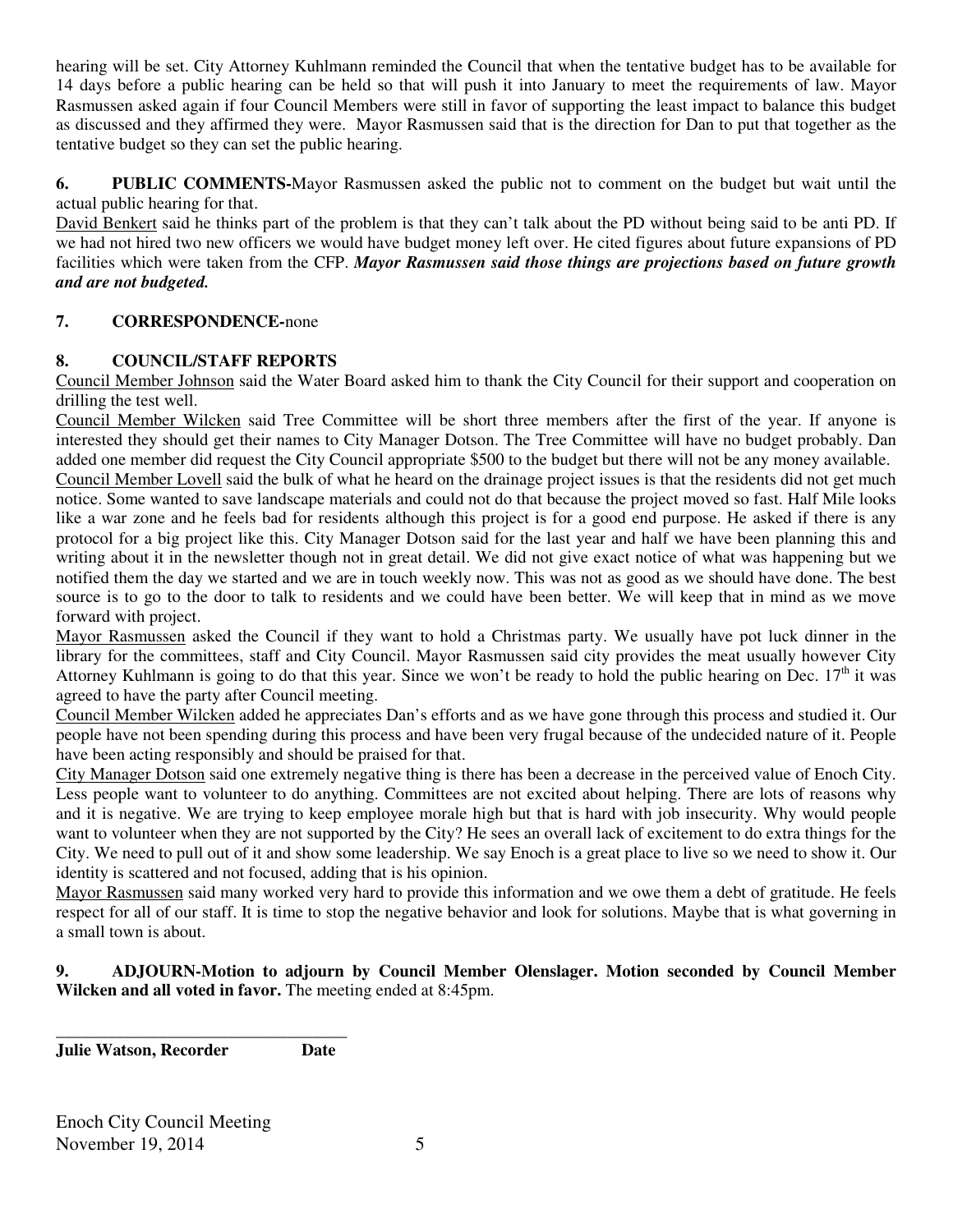hearing will be set. City Attorney Kuhlmann reminded the Council that when the tentative budget has to be available for 14 days before a public hearing can be held so that will push it into January to meet the requirements of law. Mayor Rasmussen asked again if four Council Members were still in favor of supporting the least impact to balance this budget as discussed and they affirmed they were. Mayor Rasmussen said that is the direction for Dan to put that together as the tentative budget so they can set the public hearing.

**6. PUBLIC COMMENTS-**Mayor Rasmussen asked the public not to comment on the budget but wait until the actual public hearing for that.

<u>David Benkert</u> said he thinks part of the problem is that they can't talk about the PD without being said to be anti PD. If we had not hired two new officers we would have budget money left over. He cited figures about future expansions of PD facilities which were taken from the CFP. ***Mayor Rasmussen said those things are projections based on future growth and are not budgeted.***

**7. CORRESPONDENCE-**none

**8. COUNCIL/STAFF REPORTS**

<u>Council Member Johnson</u> said the Water Board asked him to thank the City Council for their support and cooperation on drilling the test well.

<u>Council Member Wilcken</u> said Tree Committee will be short three members after the first of the year. If anyone is interested they should get their names to City Manager Dotson. The Tree Committee will have no budget probably. Dan added one member did request the City Council appropriate $500 to the budget but there will not be any money available.

<u>Council Member Lovell</u> said the bulk of what he heard on the drainage project issues is that the residents did not get much notice. Some wanted to save landscape materials and could not do that because the project moved so fast. Half Mile looks like a war zone and he feels bad for residents although this project is for a good end purpose. He asked if there is any protocol for a big project like this. City Manager Dotson said for the last year and half we have been planning this and writing about it in the newsletter though not in great detail. We did not give exact notice of what was happening but we notified them the day we started and we are in touch weekly now. This was not as good as we should have done. The best source is to go to the door to talk to residents and we could have been better. We will keep that in mind as we move forward with project.

<u>Mayor Rasmussen</u> asked the Council if they want to hold a Christmas party. We usually have pot luck dinner in the library for the committees, staff and City Council. Mayor Rasmussen said city provides the meat usually however City Attorney Kuhlmann is going to do that this year. Since we won't be ready to hold the public hearing on Dec. 17th it was agreed to have the party after Council meeting.

<u>Council Member Wilcken</u> added he appreciates Dan's efforts and as we have gone through this process and studied it. Our people have not been spending during this process and have been very frugal because of the undecided nature of it. People have been acting responsibly and should be praised for that.

<u>City Manager Dotson</u> said one extremely negative thing is there has been a decrease in the perceived value of Enoch City. Less people want to volunteer to do anything. Committees are not excited about helping. There are lots of reasons why and it is negative. We are trying to keep employee morale high but that is hard with job insecurity. Why would people want to volunteer when they are not supported by the City? He sees an overall lack of excitement to do extra things for the City. We need to pull out of it and show some leadership. We say Enoch is a great place to live so we need to show it. Our identity is scattered and not focused, adding that is his opinion.

<u>Mayor Rasmussen</u> said many worked very hard to provide this information and we owe them a debt of gratitude. He feels respect for all of our staff. It is time to stop the negative behavior and look for solutions. Maybe that is what governing in a small town is about.

**9. ADJOURN-Motion to adjourn by Council Member Olenslager. Motion seconded by Council Member Wilcken and all voted in favor.** The meeting ended at 8:45pm.

\_\_\_\_\_\_\_\_\_\_\_\_\_\_\_\_\_\_\_\_\_\_\_\_\_\_\_\_\_\_\_\_\_\_\_

**Julie Watson, Recorder Date**

Enoch City Council Meeting
November 19, 2014